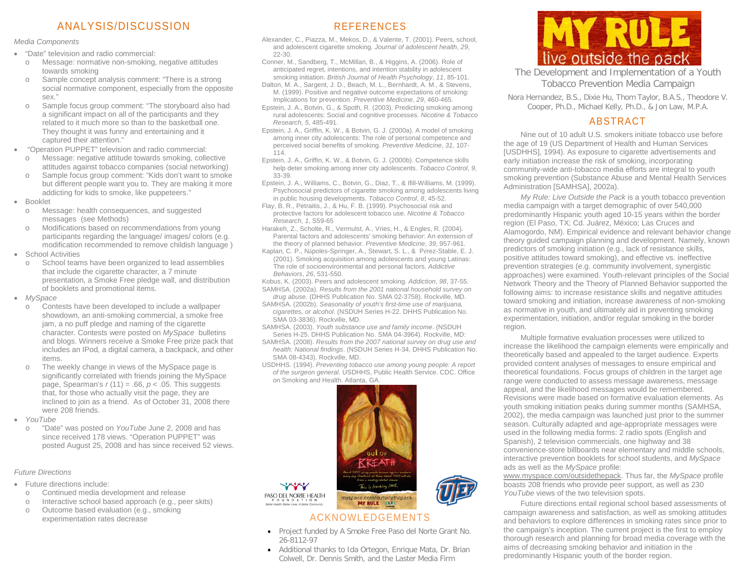# MY RULE
## live outside the pack

# The Development and Implementation of a Youth Tobacco Prevention Media Campaign

Nora Hernandez, B.S., Dixie Hu, Thom Taylor, B.A.S., Theodore V. Cooper, Ph.D., Michael Kelly, Ph.D., & Jon Law, M.P.A.

## ABSTRACT

Nine out of 10 adult U.S. smokers initiate tobacco use before the age of 19 (US Department of Health and Human Services [USDHHS], 1994). As exposure to cigarette advertisements and early initiation increase the risk of smoking, incorporating community-wide anti-tobacco media efforts are integral to youth smoking prevention (Substance Abuse and Mental Health Services Administration [SAMHSA], 2002a).

*My Rule: Live Outside the Pack* is a youth tobacco prevention media campaign with a target demographic of over 540,000 predominantly Hispanic youth aged 10-15 years within the border region (El Paso, TX; Cd. Juárez, México; Las Cruces and Alamogordo, NM). Empirical evidence and relevant behavior change theory guided campaign planning and development. Namely, known predictors of smoking initiation (e.g., lack of resistance skills, positive attitudes toward smoking), and effective vs. ineffective prevention strategies (e.g. community involvement, synergistic approaches) were examined. Youth-relevant principles of the Social Network Theory and the Theory of Planned Behavior supported the following aims: to increase resistance skills and negative attitudes toward smoking and initiation, increase awareness of non-smoking as normative in youth, and ultimately aid in preventing smoking experimentation, initiation, and/or regular smoking in the border region.

Multiple formative evaluation processes were utilized to increase the likelihood the campaign elements were empirically and theoretically based and appealed to the target audience. Experts provided content analyses of messages to ensure empirical and theoretical foundations. Focus groups of children in the target age range were conducted to assess message awareness, message appeal, and the likelihood messages would be remembered. Revisions were made based on formative evaluation elements. As youth smoking initiation peaks during summer months (SAMHSA, 2002), the media campaign was launched just prior to the summer season. Culturally adapted and age-appropriate messages were used in the following media forms: 2 radio spots (English and Spanish), 2 television commercials, one highway and 38 convenience-store billboards near elementary and middle schools, interactive prevention booklets for school students, and *MySpace* ads as well as the *MySpace* profile: www.myspace.com/outsidethepack. Thus far, the *MySpace* profile boasts 208 friends who provide peer support, as well as 230 *YouTube* views of the two television spots.

Future directions entail regional school based assessments of campaign awareness and satisfaction, as well as smoking attitudes and behaviors to explore differences in smoking rates since prior to the campaign's inception. The current project is the first to employ thorough research and planning for broad media coverage with the aims of decreasing smoking behavior and initiation in the predominantly Hispanic youth of the border region.

## ANALYSIS/DISCUSSION

*Media Components*

- "Date" television and radio commercial:
  - Message: normative non-smoking, negative attitudes towards smoking
  - Sample concept analysis comment: "There is a strong social normative component, especially from the opposite sex."
  - Sample focus group comment: "The storyboard also had a significant impact on all of the participants and they related to it much more so than to the basketball one. They thought it was funny and entertaining and it captured their attention."
- "Operation PUPPET" television and radio commercial:
  - Message: negative attitude towards smoking, collective attitudes against tobacco companies (social networking)
  - Sample focus group comment: "Kids don't want to smoke but different people want you to. They are making it more addicting for kids to smoke, like puppeteers."
- Booklet
  - Message: health consequences, and suggested messages (see Methods)
  - Modifications based on recommendations from young participants regarding the language/ images/ colors (e.g. modification recommended to remove childish language )
- School Activities
  - School teams have been organized to lead assemblies that include the cigarette character, a 7 minute presentation, a Smoke Free pledge wall, and distribution of booklets and promotional items.
- *MySpace*
  - Contests have been developed to include a wallpaper showdown, an anti-smoking commercial, a smoke free jam, a no puff pledge and naming of the cigarette character. Contests were posted on *MySpace* bulletins and blogs. Winners receive a Smoke Free prize pack that includes an IPod, a digital camera, a backpack, and other items.
  - The weekly change in views of the MySpace page is significantly correlated with friends joining the MySpace page, Spearman's $r$ (11) = .66, $p < .05$. This suggests that, for those who actually visit the page, they are inclined to join as a friend. As of October 31, 2008 there were 208 friends.
- *YouTube*
  - "Date" was posted on *YouTube* June 2, 2008 and has since received 178 views. "Operation PUPPET" was posted August 25, 2008 and has since received 52 views.

*Future Directions*

- Future directions include:
  - Continued media development and release
  - Interactive school based approach (e.g., peer skits)
  - Outcome based evaluation (e.g., smoking experimentation rates decrease

## REFERENCES

Alexander, C., Piazza, M., Mekos, D., & Valente, T. (2001). Peers, school, and adolescent cigarette smoking. *Journal of adolescent health*, *29*, 22-30.

Conner, M., Sandberg, T., McMillan, B., & Higgins, A. (2006). Role of anticipated regret, intentions, and intention stability in adolescent smoking initiation. *British Journal of Health Psychology*, *11*, 85-101.

Dalton, M. A., Sargent, J. D., Beach, M. L., Bernhardt, A. M., & Stevens, M. (1999). Positive and negative outcome expectations of smoking: Implications for prevention. *Preventive Medicine*, *29*, 460-465.

Epstein, J. A., Botvin, G., & Spoth, R. (2003). Predicting smoking among rural adolescents: Social and cognitive processes. *Nicotine & Tobacco Research*, *5*, 485-491.

Epstein, J. A., Griffin, K. W., & Botvin, G. J. (2000a). A model of smoking among inner city adolescents: The role of personal competence and perceived social benefits of smoking. *Preventive Medicine*, *31*, 107-114.

Epstein, J. A., Griffin, K. W., & Botvin, G. J. (2000b). Competence skills help deter smoking among inner city adolescents. *Tobacco Control*, *9*, 33-39.

Epstein, J. A., Williams, C., Botvin, G., Diaz, T., & Ifill-Williams, M. (1999). Psychosocial predictors of cigarette smoking among adolescents living in public housing developments. *Tobacco Control*, *8*, 45-52.

Flay, B. R., Petraitis, J., & Hu, F. B. (1999). Psychosocial risk and protective factors for adolescent tobacco use. *Nicotine & Tobacco Research*, *1*, S59-65

Harakeh, Z., Scholte, R., Vermulst, A., Vries, H., & Engles, R. (2004). Parental factors and adolescents' smoking behavior: An extension of the theory of planned behavior. *Preventive Medicine*, *39*, 957-961.

Kaplan, C. P., Nápoles-Springer, A., Stewart, S. L., & Pérez-Stable, E. J. (2001). Smoking acquisition among adolescents and young Latinas: The role of socioenvironmental and personal factors. *Addictive Behaviors*, *26*, 531-550.

Kobus, K. (2003). Peers and adolescent smoking. *Addiction*, *98*, 37-55.

SAMHSA. (2002a). *Results from the 2001 national household survey on drug abuse.* (DHHS Publication No. SMA 02-3758). Rockville, MD.

SAMHSA. (2002b). *Seasonality of youth's first-time use of marijuana, cigarettes, or alcohol*. (NSDUH Series H-22. DHHS Publication No. SMA 03-3836). Rockville, MD.

SAMHSA. (2003). *Youth substance use and family income*. (NSDUH Series H-25. DHHS Publication No. SMA 04-3964). Rockville, MD:

SAMHSA. (2008). *Results from the 2007 national survey on drug use and health: National findings*. (NSDUH Series H-34, DHHS Publication No. SMA 08-4343). Rockville, MD.

USDHHS. (1994). *Preventing tobacco use among young people: A report of the surgeon general*. USDHHS, Public Health Service. CDC. Office on Smoking and Health. Atlanta, GA.

PASO DEL NORTE HEALTH FOUNDATION

## ACKNOWLEDGEMENTS

- Project funded by A Smoke Free Paso del Norte Grant No. 26-8112-97
- Additional thanks to Ida Ortegon, Enrique Mata, Dr. Brian Colwell, Dr. Dennis Smith, and the Laster Media Firm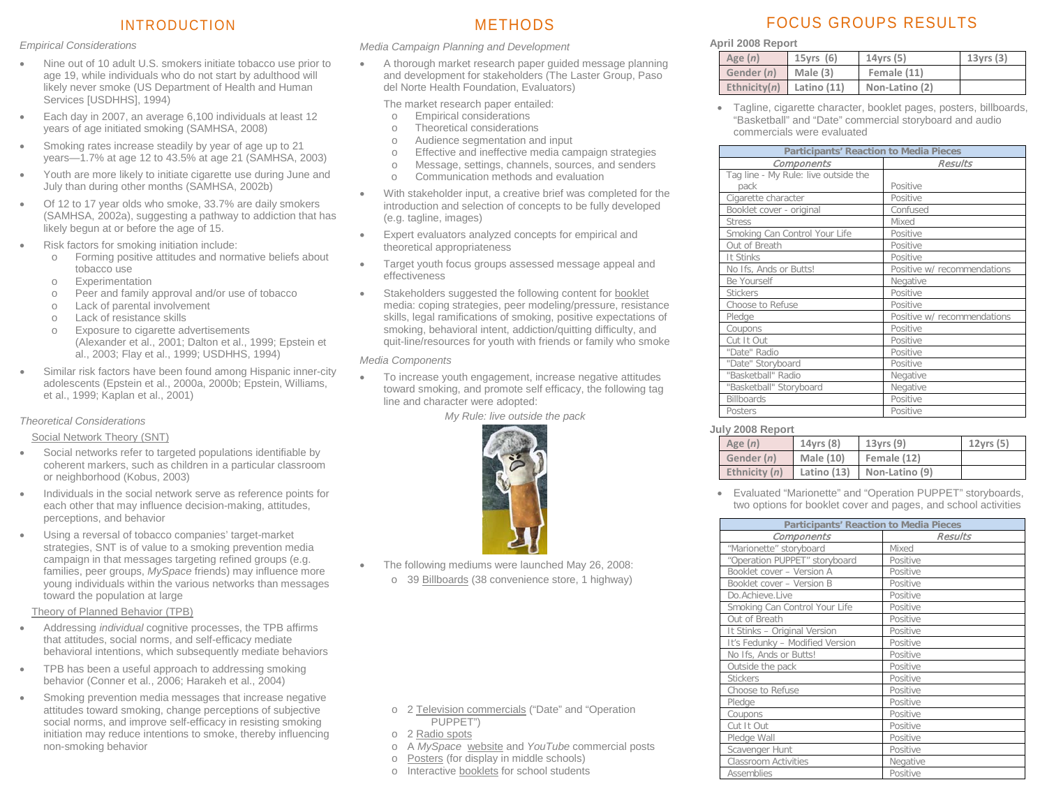## INTRODUCTION

*Empirical Considerations*

- Nine out of 10 adult U.S. smokers initiate tobacco use prior to age 19, while individuals who do not start by adulthood will likely never smoke (US Department of Health and Human Services [USDHHS], 1994)
- Each day in 2007, an average 6,100 individuals at least 12 years of age initiated smoking (SAMHSA, 2008)
- Smoking rates increase steadily by year of age up to 21 years—1.7% at age 12 to 43.5% at age 21 (SAMHSA, 2003)
- Youth are more likely to initiate cigarette use during June and July than during other months (SAMHSA, 2002b)
- Of 12 to 17 year olds who smoke, 33.7% are daily smokers (SAMHSA, 2002a), suggesting a pathway to addiction that has likely begun at or before the age of 15.
- Risk factors for smoking initiation include:
  - Forming positive attitudes and normative beliefs about tobacco use
  - Experimentation
  - Peer and family approval and/or use of tobacco
  - Lack of parental involvement
  - Lack of resistance skills
  - Exposure to cigarette advertisements (Alexander et al., 2001; Dalton et al., 1999; Epstein et al., 2003; Flay et al., 1999; USDHHS, 1994)
- Similar risk factors have been found among Hispanic inner-city adolescents (Epstein et al., 2000a, 2000b; Epstein, Williams, et al., 1999; Kaplan et al., 2001)

*Theoretical Considerations*

Social Network Theory (SNT)

- Social networks refer to targeted populations identifiable by coherent markers, such as children in a particular classroom or neighborhood (Kobus, 2003)
- Individuals in the social network serve as reference points for each other that may influence decision-making, attitudes, perceptions, and behavior
- Using a reversal of tobacco companies' target-market strategies, SNT is of value to a smoking prevention media campaign in that messages targeting refined groups (e.g. families, peer groups, *MySpace* friends) may influence more young individuals within the various networks than messages toward the population at large

Theory of Planned Behavior (TPB)

- Addressing *individual* cognitive processes, the TPB affirms that attitudes, social norms, and self-efficacy mediate behavioral intentions, which subsequently mediate behaviors
- TPB has been a useful approach to addressing smoking behavior (Conner et al., 2006; Harakeh et al., 2004)
- Smoking prevention media messages that increase negative attitudes toward smoking, change perceptions of subjective social norms, and improve self-efficacy in resisting smoking initiation may reduce intentions to smoke, thereby influencing non-smoking behavior

## METHODS

*Media Campaign Planning and Development*

- A thorough market research paper guided message planning and development for stakeholders (The Laster Group, Paso del Norte Health Foundation, Evaluators)

  The market research paper entailed:
  - Empirical considerations
  - Theoretical considerations
  - Audience segmentation and input
  - Effective and ineffective media campaign strategies
  - Message, settings, channels, sources, and senders
  - Communication methods and evaluation
- With stakeholder input, a creative brief was completed for the introduction and selection of concepts to be fully developed (e.g. tagline, images)
- Expert evaluators analyzed concepts for empirical and theoretical appropriateness
- Target youth focus groups assessed message appeal and effectiveness
- Stakeholders suggested the following content for booklet media: coping strategies, peer modeling/pressure, resistance skills, legal ramifications of smoking, positive expectations of smoking, behavioral intent, addiction/quitting difficulty, and quit-line/resources for youth with friends or family who smoke

*Media Components*

- To increase youth engagement, increase negative attitudes toward smoking, and promote self efficacy, the following tag line and character were adopted:

  *My Rule: live outside the pack*

- The following mediums were launched May 26, 2008:
  - 39 Billboards (38 convenience store, 1 highway)
  - 2 Television commercials ("Date" and "Operation PUPPET")
  - 2 Radio spots
  - A *MySpace* website and *YouTube* commercial posts
  - Posters (for display in middle schools)
  - Interactive booklets for school students

## FOCUS GROUPS RESULTS

**April 2008 Report**

| | | | |
|---|---|---|---|
| Age (*n*) | 15yrs (6) | 14yrs (5) | 13yrs (3) |
| Gender (*n*) | Male (3) | Female (11) | |
| Ethnicity(*n*) | Latino (11) | Non-Latino (2) | |

- Tagline, cigarette character, booklet pages, posters, billboards, "Basketball" and "Date" commercial storyboard and audio commercials were evaluated

| Participants' Reaction to Media Pieces | |
|---|---|
| *Components* | *Results* |
| Tag line - My Rule: live outside the pack | Positive |
| Cigarette character | Positive |
| Booklet cover - original | Confused |
| Stress | Mixed |
| Smoking Can Control Your Life | Positive |
| Out of Breath | Positive |
| It Stinks | Positive |
| No Ifs, Ands or Butts! | Positive w/ recommendations |
| Be Yourself | Negative |
| Stickers | Positive |
| Choose to Refuse | Positive |
| Pledge | Positive w/ recommendations |
| Coupons | Positive |
| Cut It Out | Positive |
| "Date" Radio | Positive |
| "Date" Storyboard | Positive |
| "Basketball" Radio | Negative |
| "Basketball" Storyboard | Negative |
| Billboards | Positive |
| Posters | Positive |

**July 2008 Report**

| | | | |
|---|---|---|---|
| Age (*n*) | 14yrs (8) | 13yrs (9) | 12yrs (5) |
| Gender (*n*) | Male (10) | Female (12) | |
| Ethnicity (*n*) | Latino (13) | Non-Latino (9) | |

- Evaluated "Marionette" and "Operation PUPPET" storyboards, two options for booklet cover and pages, and school activities

| Participants' Reaction to Media Pieces | |
|---|---|
| *Components* | *Results* |
| "Marionette" storyboard | Mixed |
| "Operation PUPPET" storyboard | Positive |
| Booklet cover – Version A | Positive |
| Booklet cover – Version B | Positive |
| Do.Achieve.Live | Positive |
| Smoking Can Control Your Life | Positive |
| Out of Breath | Positive |
| It Stinks – Original Version | Positive |
| It's Fedunky – Modified Version | Positive |
| No Ifs, Ands or Butts! | Positive |
| Outside the pack | Positive |
| Stickers | Positive |
| Choose to Refuse | Positive |
| Pledge | Positive |
| Coupons | Positive |
| Cut It Out | Positive |
| Pledge Wall | Positive |
| Scavenger Hunt | Positive |
| Classroom Activities | Negative |
| Assemblies | Positive |